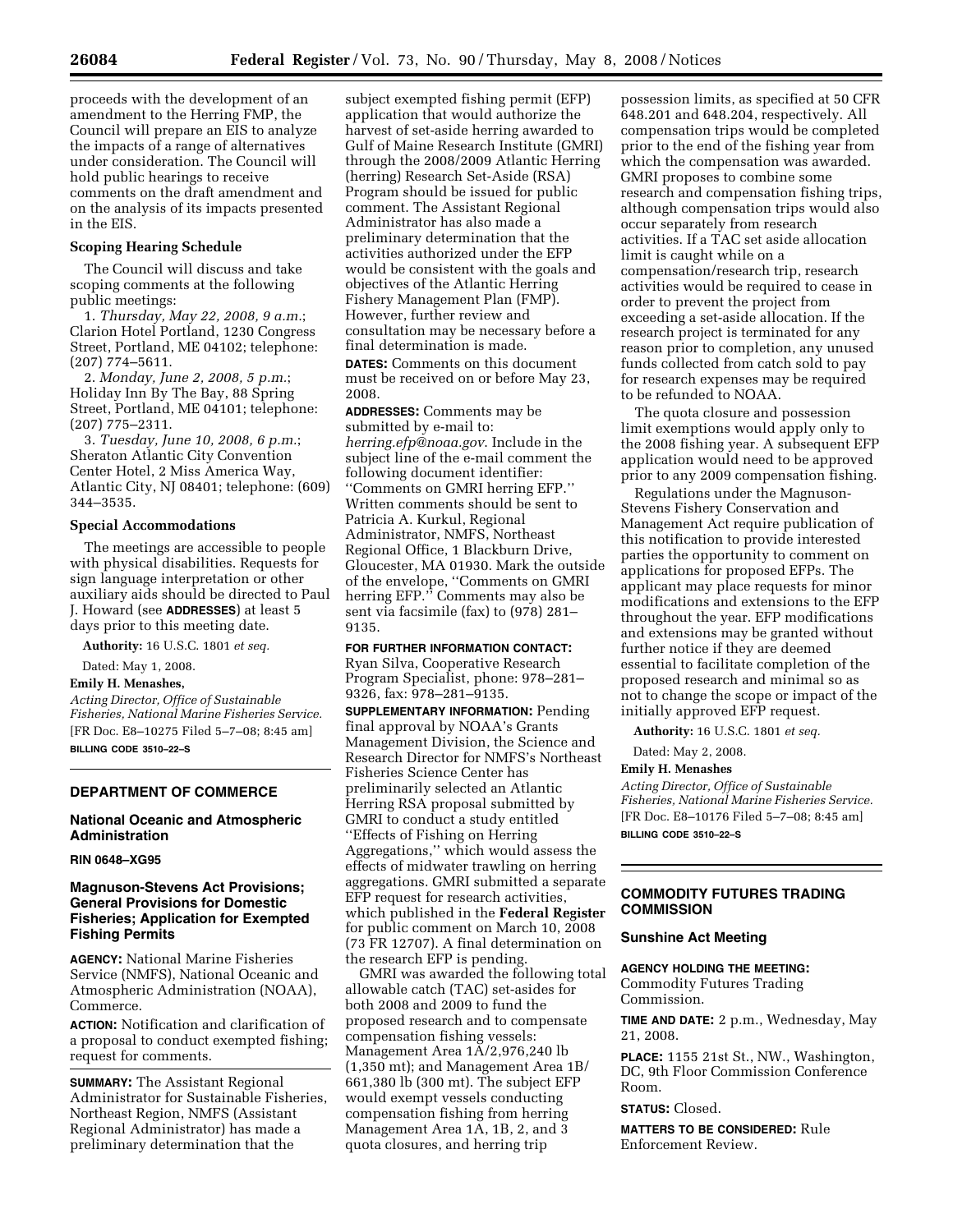proceeds with the development of an amendment to the Herring FMP, the Council will prepare an EIS to analyze the impacts of a range of alternatives under consideration. The Council will hold public hearings to receive comments on the draft amendment and on the analysis of its impacts presented in the EIS.

**Scoping Hearing Schedule**

The Council will discuss and take scoping comments at the following public meetings:

1. *Thursday, May 22, 2008, 9 a.m.*; Clarion Hotel Portland, 1230 Congress Street, Portland, ME 04102; telephone: (207) 774–5611.

2. *Monday, June 2, 2008, 5 p.m.*; Holiday Inn By The Bay, 88 Spring Street, Portland, ME 04101; telephone: (207) 775–2311.

3. *Tuesday, June 10, 2008, 6 p.m.*; Sheraton Atlantic City Convention Center Hotel, 2 Miss America Way, Atlantic City, NJ 08401; telephone: (609) 344–3535.

**Special Accommodations**

The meetings are accessible to people with physical disabilities. Requests for sign language interpretation or other auxiliary aids should be directed to Paul J. Howard (see **ADDRESSES**) at least 5 days prior to this meeting date.

**Authority:** 16 U.S.C. 1801 *et seq.*

Dated: May 1, 2008.

**Emily H. Menashes,**

*Acting Director, Office of Sustainable Fisheries, National Marine Fisheries Service.*

[FR Doc. E8–10275 Filed 5–7–08; 8:45 am]

**BILLING CODE 3510–22–S**

---

## DEPARTMENT OF COMMERCE

### National Oceanic and Atmospheric Administration

**RIN 0648–XG95**

### Magnuson-Stevens Act Provisions; General Provisions for Domestic Fisheries; Application for Exempted Fishing Permits

**AGENCY:** National Marine Fisheries Service (NMFS), National Oceanic and Atmospheric Administration (NOAA), Commerce.

**ACTION:** Notification and clarification of a proposal to conduct exempted fishing; request for comments.

**SUMMARY:** The Assistant Regional Administrator for Sustainable Fisheries, Northeast Region, NMFS (Assistant Regional Administrator) has made a preliminary determination that the subject exempted fishing permit (EFP) application that would authorize the harvest of set-aside herring awarded to Gulf of Maine Research Institute (GMRI) through the 2008/2009 Atlantic Herring (herring) Research Set-Aside (RSA) Program should be issued for public comment. The Assistant Regional Administrator has also made a preliminary determination that the activities authorized under the EFP would be consistent with the goals and objectives of the Atlantic Herring Fishery Management Plan (FMP). However, further review and consultation may be necessary before a final determination is made.

**DATES:** Comments on this document must be received on or before May 23, 2008.

**ADDRESSES:** Comments may be submitted by e-mail to: *herring.efp@noaa.gov*. Include in the subject line of the e-mail comment the following document identifier: ''Comments on GMRI herring EFP.'' Written comments should be sent to Patricia A. Kurkul, Regional Administrator, NMFS, Northeast Regional Office, 1 Blackburn Drive, Gloucester, MA 01930. Mark the outside of the envelope, ''Comments on GMRI herring EFP.'' Comments may also be sent via facsimile (fax) to (978) 281–9135.

**FOR FURTHER INFORMATION CONTACT:** Ryan Silva, Cooperative Research Program Specialist, phone: 978–281–9326, fax: 978–281–9135.

**SUPPLEMENTARY INFORMATION:** Pending final approval by NOAA's Grants Management Division, the Science and Research Director for NMFS's Northeast Fisheries Science Center has preliminarily selected an Atlantic Herring RSA proposal submitted by GMRI to conduct a study entitled ''Effects of Fishing on Herring Aggregations,'' which would assess the effects of midwater trawling on herring aggregations. GMRI submitted a separate EFP request for research activities, which published in the **Federal Register** for public comment on March 10, 2008 (73 FR 12707). A final determination on the research EFP is pending.

GMRI was awarded the following total allowable catch (TAC) set-asides for both 2008 and 2009 to fund the proposed research and to compensate compensation fishing vessels: Management Area 1A/2,976,240 lb (1,350 mt); and Management Area 1B/661,380 lb (300 mt). The subject EFP would exempt vessels conducting compensation fishing from herring Management Area 1A, 1B, 2, and 3 quota closures, and herring trip possession limits, as specified at 50 CFR 648.201 and 648.204, respectively. All compensation trips would be completed prior to the end of the fishing year from which the compensation was awarded. GMRI proposes to combine some research and compensation fishing trips, although compensation trips would also occur separately from research activities. If a TAC set aside allocation limit is caught while on a compensation/research trip, research activities would be required to cease in order to prevent the project from exceeding a set-aside allocation. If the research project is terminated for any reason prior to completion, any unused funds collected from catch sold to pay for research expenses may be required to be refunded to NOAA.

The quota closure and possession limit exemptions would apply only to the 2008 fishing year. A subsequent EFP application would need to be approved prior to any 2009 compensation fishing.

Regulations under the Magnuson-Stevens Fishery Conservation and Management Act require publication of this notification to provide interested parties the opportunity to comment on applications for proposed EFPs. The applicant may place requests for minor modifications and extensions to the EFP throughout the year. EFP modifications and extensions may be granted without further notice if they are deemed essential to facilitate completion of the proposed research and minimal so as not to change the scope or impact of the initially approved EFP request.

**Authority:** 16 U.S.C. 1801 *et seq.*

Dated: May 2, 2008.

**Emily H. Menashes**

*Acting Director, Office of Sustainable Fisheries, National Marine Fisheries Service.*

[FR Doc. E8–10176 Filed 5–7–08; 8:45 am]

**BILLING CODE 3510–22–S**

---

## COMMODITY FUTURES TRADING COMMISSION

### Sunshine Act Meeting

**AGENCY HOLDING THE MEETING:** Commodity Futures Trading Commission.

**TIME AND DATE:** 2 p.m., Wednesday, May 21, 2008.

**PLACE:** 1155 21st St., NW., Washington, DC, 9th Floor Commission Conference Room.

**STATUS:** Closed.

**MATTERS TO BE CONSIDERED:** Rule Enforcement Review.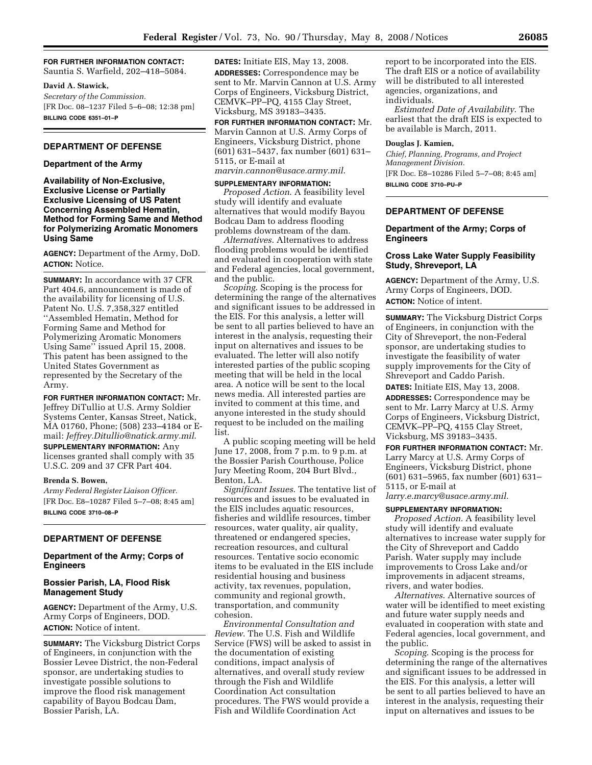**FOR FURTHER INFORMATION CONTACT:** Sauntia S. Warfield, 202–418–5084.

**David A. Stawick,**

*Secretary of the Commission.*

[FR Doc. 08–1237 Filed 5–6–08; 12:38 pm]

**BILLING CODE 6351–01–P**

## DEPARTMENT OF DEFENSE

### Department of the Army

### Availability of Non-Exclusive, Exclusive License or Partially Exclusive Licensing of US Patent Concerning Assembled Hematin, Method for Forming Same and Method for Polymerizing Aromatic Monomers Using Same

**AGENCY:** Department of the Army, DoD.

**ACTION:** Notice.

**SUMMARY:** In accordance with 37 CFR Part 404.6, announcement is made of the availability for licensing of U.S. Patent No. U.S. 7,358,327 entitled ''Assembled Hematin, Method for Forming Same and Method for Polymerizing Aromatic Monomers Using Same'' issued April 15, 2008. This patent has been assigned to the United States Government as represented by the Secretary of the Army.

**FOR FURTHER INFORMATION CONTACT:** Mr. Jeffrey DiTullio at U.S. Army Soldier Systems Center, Kansas Street, Natick, MA 01760, Phone; (508) 233–4184 or E-mail: *Jeffrey.Ditullio@natick.army.mil*.

**SUPPLEMENTARY INFORMATION:** Any licenses granted shall comply with 35 U.S.C. 209 and 37 CFR Part 404.

**Brenda S. Bowen,**

*Army Federal Register Liaison Officer.*

[FR Doc. E8–10287 Filed 5–7–08; 8:45 am]

**BILLING CODE 3710–08–P**

## DEPARTMENT OF DEFENSE

### Department of the Army; Corps of Engineers

### Bossier Parish, LA, Flood Risk Management Study

**AGENCY:** Department of the Army, U.S. Army Corps of Engineers, DOD.

**ACTION:** Notice of intent.

**SUMMARY:** The Vicksburg District Corps of Engineers, in conjunction with the Bossier Levee District, the non-Federal sponsor, are undertaking studies to investigate possible solutions to improve the flood risk management capability of Bayou Bodcau Dam, Bossier Parish, LA.

**DATES:** Initiate EIS, May 13, 2008.

**ADDRESSES:** Correspondence may be sent to Mr. Marvin Cannon at U.S. Army Corps of Engineers, Vicksburg District, CEMVK–PP–PQ, 4155 Clay Street, Vicksburg, MS 39183–3435.

**FOR FURTHER INFORMATION CONTACT:** Mr. Marvin Cannon at U.S. Army Corps of Engineers, Vicksburg District, phone (601) 631–5437, fax number (601) 631–5115, or E-mail at *marvin.cannon@usace.army.mil*.

**SUPPLEMENTARY INFORMATION:**

*Proposed Action*. A feasibility level study will identify and evaluate alternatives that would modify Bayou Bodcau Dam to address flooding problems downstream of the dam.

*Alternatives*. Alternatives to address flooding problems would be identified and evaluated in cooperation with state and Federal agencies, local government, and the public.

*Scoping*. Scoping is the process for determining the range of the alternatives and significant issues to be addressed in the EIS. For this analysis, a letter will be sent to all parties believed to have an interest in the analysis, requesting their input on alternatives and issues to be evaluated. The letter will also notify interested parties of the public scoping meeting that will be held in the local area. A notice will be sent to the local news media. All interested parties are invited to comment at this time, and anyone interested in the study should request to be included on the mailing list.

A public scoping meeting will be held June 17, 2008, from 7 p.m. to 9 p.m. at the Bossier Parish Courthouse, Police Jury Meeting Room, 204 Burt Blvd., Benton, LA.

*Significant Issues*. The tentative list of resources and issues to be evaluated in the EIS includes aquatic resources, fisheries and wildlife resources, timber resources, water quality, air quality, threatened or endangered species, recreation resources, and cultural resources. Tentative socio economic items to be evaluated in the EIS include residential housing and business activity, tax revenues, population, community and regional growth, transportation, and community cohesion.

*Environmental Consultation and Review*. The U.S. Fish and Wildlife Service (FWS) will be asked to assist in the documentation of existing conditions, impact analysis of alternatives, and overall study review through the Fish and Wildlife Coordination Act consultation procedures. The FWS would provide a Fish and Wildlife Coordination Act report to be incorporated into the EIS. The draft EIS or a notice of availability will be distributed to all interested agencies, organizations, and individuals.

*Estimated Date of Availability*. The earliest that the draft EIS is expected to be available is March, 2011.

**Douglas J. Kamien,**

*Chief, Planning, Programs, and Project Management Division.*

[FR Doc. E8–10286 Filed 5–7–08; 8:45 am]

**BILLING CODE 3710–PU–P**

## DEPARTMENT OF DEFENSE

### Department of the Army; Corps of Engineers

### Cross Lake Water Supply Feasibility Study, Shreveport, LA

**AGENCY:** Department of the Army, U.S. Army Corps of Engineers, DOD.

**ACTION:** Notice of intent.

**SUMMARY:** The Vicksburg District Corps of Engineers, in conjunction with the City of Shreveport, the non-Federal sponsor, are undertaking studies to investigate the feasibility of water supply improvements for the City of Shreveport and Caddo Parish.

**DATES:** Initiate EIS, May 13, 2008.

**ADDRESSES:** Correspondence may be sent to Mr. Larry Marcy at U.S. Army Corps of Engineers, Vicksburg District, CEMVK–PP–PQ, 4155 Clay Street, Vicksburg, MS 39183–3435.

**FOR FURTHER INFORMATION CONTACT:** Mr. Larry Marcy at U.S. Army Corps of Engineers, Vicksburg District, phone (601) 631–5965, fax number (601) 631–5115, or E-mail at *larry.e.marcy@usace.army.mil*.

**SUPPLEMENTARY INFORMATION:**

*Proposed Action.* A feasibility level study will identify and evaluate alternatives to increase water supply for the City of Shreveport and Caddo Parish. Water supply may include improvements to Cross Lake and/or improvements in adjacent streams, rivers, and water bodies.

*Alternatives*. Alternative sources of water will be identified to meet existing and future water supply needs and evaluated in cooperation with state and Federal agencies, local government, and the public.

*Scoping*. Scoping is the process for determining the range of the alternatives and significant issues to be addressed in the EIS. For this analysis, a letter will be sent to all parties believed to have an interest in the analysis, requesting their input on alternatives and issues to be